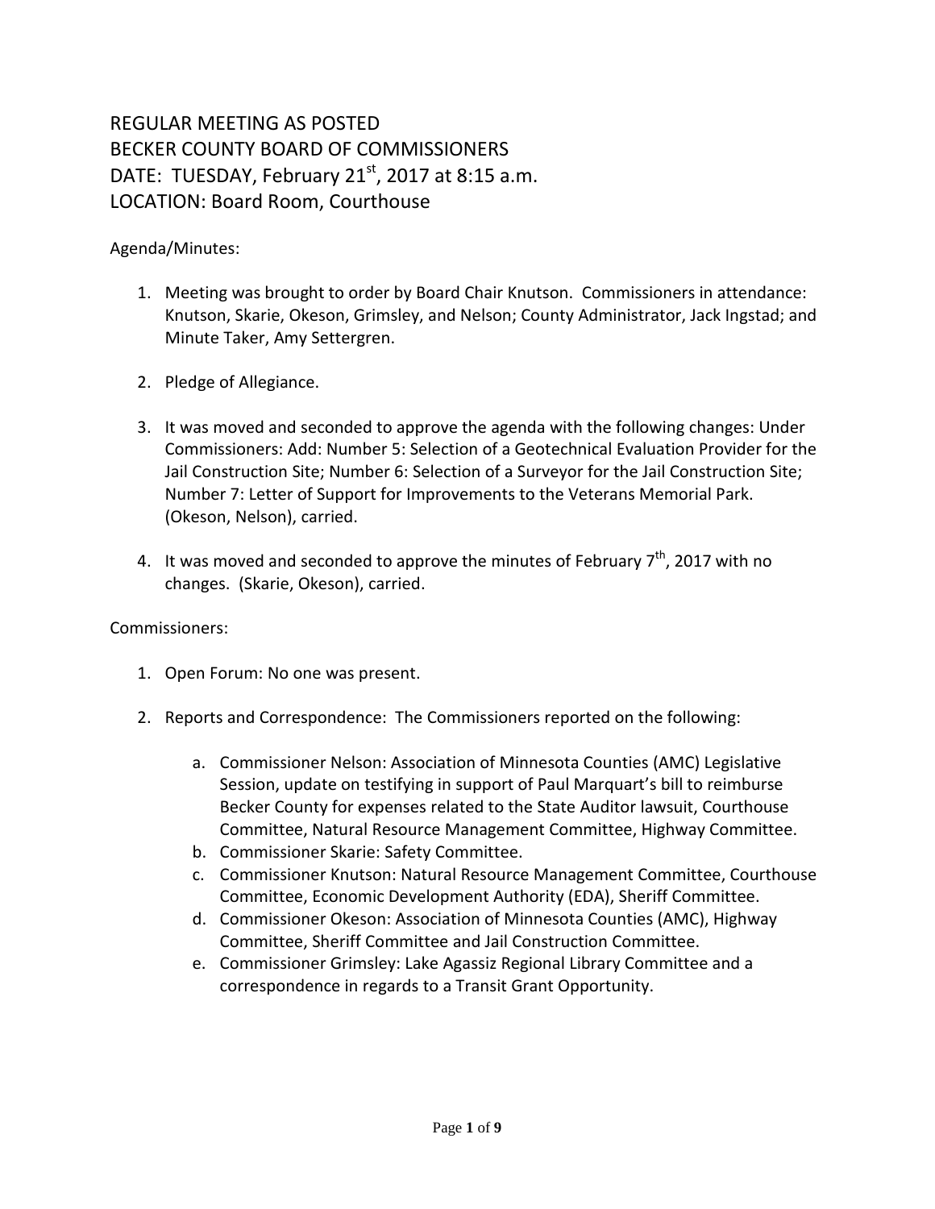# REGULAR MEETING AS POSTED
# BECKER COUNTY BOARD OF COMMISSIONERS
# DATE: TUESDAY, February 21st, 2017 at 8:15 a.m.
# LOCATION: Board Room, Courthouse

Agenda/Minutes:

1. Meeting was brought to order by Board Chair Knutson. Commissioners in attendance: Knutson, Skarie, Okeson, Grimsley, and Nelson; County Administrator, Jack Ingstad; and Minute Taker, Amy Settergren.

2. Pledge of Allegiance.

3. It was moved and seconded to approve the agenda with the following changes: Under Commissioners: Add: Number 5: Selection of a Geotechnical Evaluation Provider for the Jail Construction Site; Number 6: Selection of a Surveyor for the Jail Construction Site; Number 7: Letter of Support for Improvements to the Veterans Memorial Park. (Okeson, Nelson), carried.

4. It was moved and seconded to approve the minutes of February 7th, 2017 with no changes. (Skarie, Okeson), carried.

Commissioners:

1. Open Forum: No one was present.

2. Reports and Correspondence: The Commissioners reported on the following:

    a. Commissioner Nelson: Association of Minnesota Counties (AMC) Legislative Session, update on testifying in support of Paul Marquart's bill to reimburse Becker County for expenses related to the State Auditor lawsuit, Courthouse Committee, Natural Resource Management Committee, Highway Committee.
    b. Commissioner Skarie: Safety Committee.
    c. Commissioner Knutson: Natural Resource Management Committee, Courthouse Committee, Economic Development Authority (EDA), Sheriff Committee.
    d. Commissioner Okeson: Association of Minnesota Counties (AMC), Highway Committee, Sheriff Committee and Jail Construction Committee.
    e. Commissioner Grimsley: Lake Agassiz Regional Library Committee and a correspondence in regards to a Transit Grant Opportunity.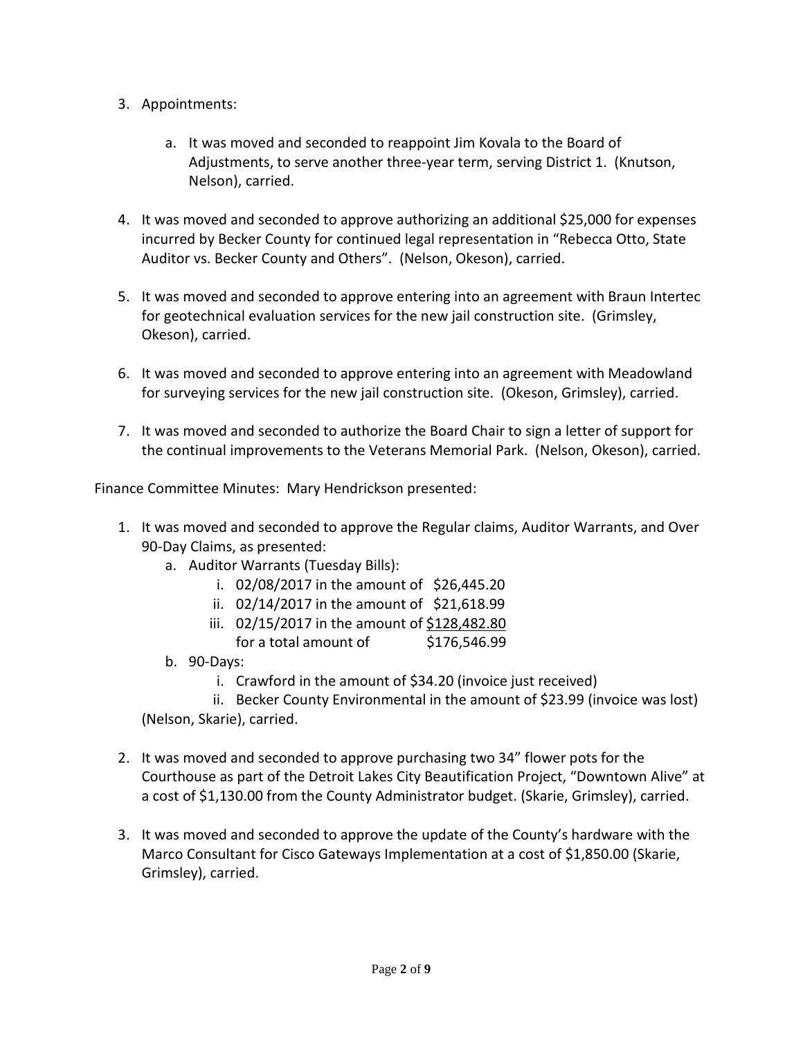3. Appointments:

    a. It was moved and seconded to reappoint Jim Kovala to the Board of Adjustments, to serve another three-year term, serving District 1. (Knutson, Nelson), carried.

4. It was moved and seconded to approve authorizing an additional $25,000 for expenses incurred by Becker County for continued legal representation in "Rebecca Otto, State Auditor vs. Becker County and Others". (Nelson, Okeson), carried.

5. It was moved and seconded to approve entering into an agreement with Braun Intertec for geotechnical evaluation services for the new jail construction site. (Grimsley, Okeson), carried.

6. It was moved and seconded to approve entering into an agreement with Meadowland for surveying services for the new jail construction site. (Okeson, Grimsley), carried.

7. It was moved and seconded to authorize the Board Chair to sign a letter of support for the continual improvements to the Veterans Memorial Park. (Nelson, Okeson), carried.

Finance Committee Minutes: Mary Hendrickson presented:

1. It was moved and seconded to approve the Regular claims, Auditor Warrants, and Over 90-Day Claims, as presented:
    a. Auditor Warrants (Tuesday Bills):
        i. 02/08/2017 in the amount of $26,445.20
        ii. 02/14/2017 in the amount of $21,618.99
        iii. 02/15/2017 in the amount of $128,482.80
        for a total amount of $176,546.99
    b. 90-Days:
        i. Crawford in the amount of $34.20 (invoice just received)
        ii. Becker County Environmental in the amount of $23.99 (invoice was lost)

    (Nelson, Skarie), carried.

2. It was moved and seconded to approve purchasing two 34" flower pots for the Courthouse as part of the Detroit Lakes City Beautification Project, "Downtown Alive" at a cost of $1,130.00 from the County Administrator budget. (Skarie, Grimsley), carried.

3. It was moved and seconded to approve the update of the County's hardware with the Marco Consultant for Cisco Gateways Implementation at a cost of $1,850.00 (Skarie, Grimsley), carried.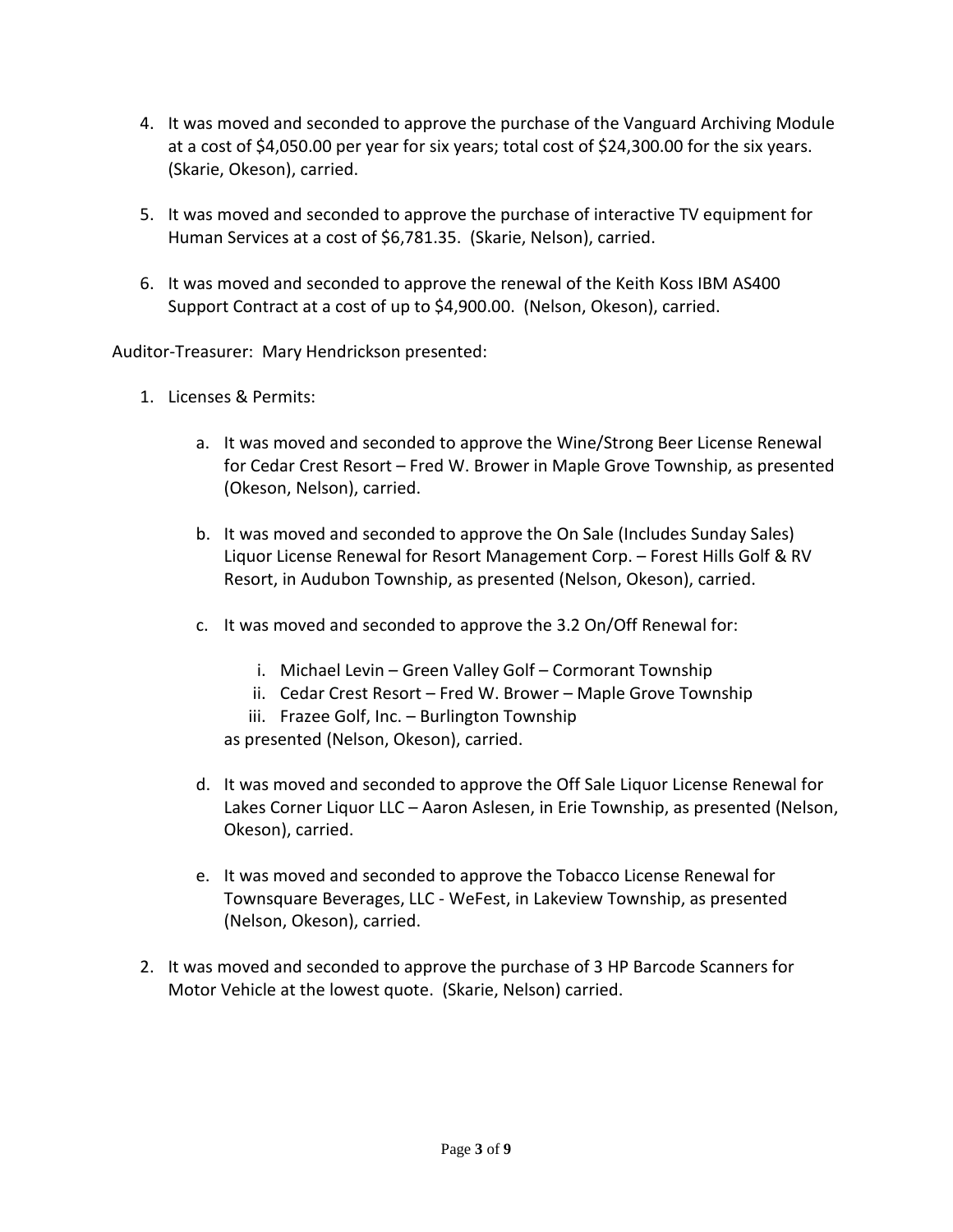4. It was moved and seconded to approve the purchase of the Vanguard Archiving Module at a cost of $4,050.00 per year for six years; total cost of $24,300.00 for the six years. (Skarie, Okeson), carried.

5. It was moved and seconded to approve the purchase of interactive TV equipment for Human Services at a cost of $6,781.35. (Skarie, Nelson), carried.

6. It was moved and seconded to approve the renewal of the Keith Koss IBM AS400 Support Contract at a cost of up to $4,900.00. (Nelson, Okeson), carried.

Auditor-Treasurer: Mary Hendrickson presented:

1. Licenses & Permits:

    a. It was moved and seconded to approve the Wine/Strong Beer License Renewal for Cedar Crest Resort – Fred W. Brower in Maple Grove Township, as presented (Okeson, Nelson), carried.

    b. It was moved and seconded to approve the On Sale (Includes Sunday Sales) Liquor License Renewal for Resort Management Corp. – Forest Hills Golf & RV Resort, in Audubon Township, as presented (Nelson, Okeson), carried.

    c. It was moved and seconded to approve the 3.2 On/Off Renewal for:

        i. Michael Levin – Green Valley Golf – Cormorant Township
        ii. Cedar Crest Resort – Fred W. Brower – Maple Grove Township
        iii. Frazee Golf, Inc. – Burlington Township

        as presented (Nelson, Okeson), carried.

    d. It was moved and seconded to approve the Off Sale Liquor License Renewal for Lakes Corner Liquor LLC – Aaron Aslesen, in Erie Township, as presented (Nelson, Okeson), carried.

    e. It was moved and seconded to approve the Tobacco License Renewal for Townsquare Beverages, LLC - WeFest, in Lakeview Township, as presented (Nelson, Okeson), carried.

2. It was moved and seconded to approve the purchase of 3 HP Barcode Scanners for Motor Vehicle at the lowest quote. (Skarie, Nelson) carried.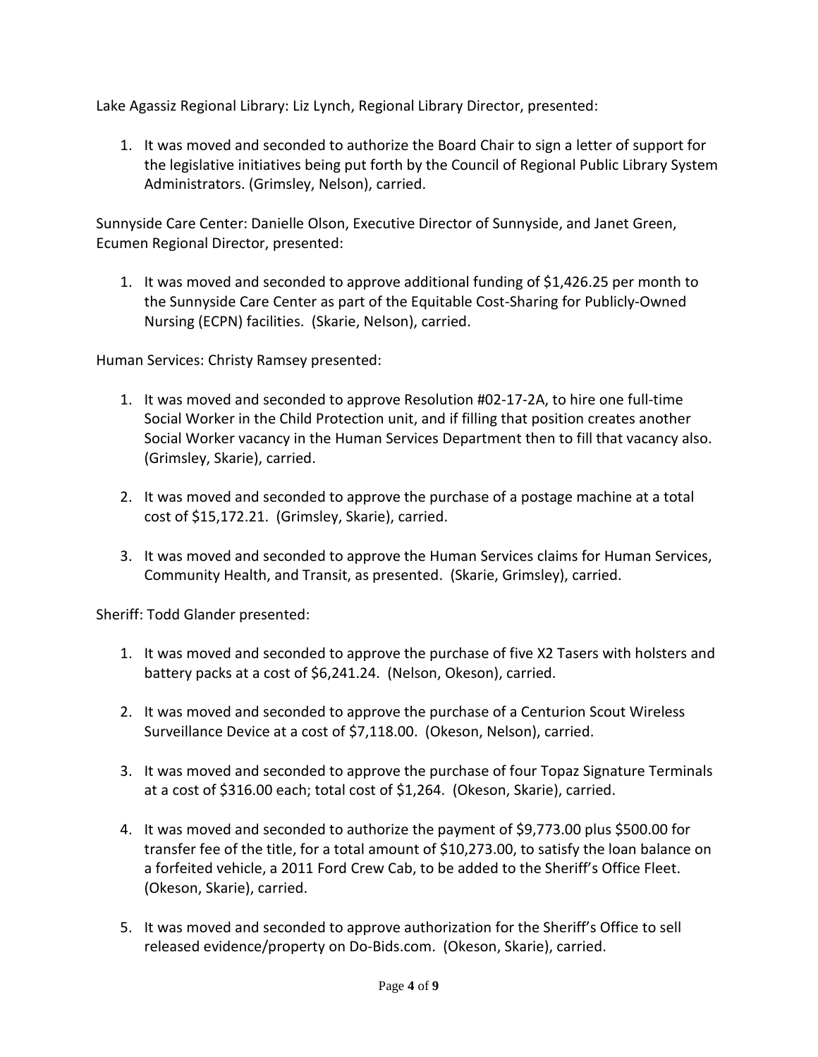Lake Agassiz Regional Library: Liz Lynch, Regional Library Director, presented:

1. It was moved and seconded to authorize the Board Chair to sign a letter of support for the legislative initiatives being put forth by the Council of Regional Public Library System Administrators. (Grimsley, Nelson), carried.

Sunnyside Care Center: Danielle Olson, Executive Director of Sunnyside, and Janet Green, Ecumen Regional Director, presented:

1. It was moved and seconded to approve additional funding of $1,426.25 per month to the Sunnyside Care Center as part of the Equitable Cost-Sharing for Publicly-Owned Nursing (ECPN) facilities. (Skarie, Nelson), carried.

Human Services: Christy Ramsey presented:

1. It was moved and seconded to approve Resolution #02-17-2A, to hire one full-time Social Worker in the Child Protection unit, and if filling that position creates another Social Worker vacancy in the Human Services Department then to fill that vacancy also. (Grimsley, Skarie), carried.

2. It was moved and seconded to approve the purchase of a postage machine at a total cost of $15,172.21. (Grimsley, Skarie), carried.

3. It was moved and seconded to approve the Human Services claims for Human Services, Community Health, and Transit, as presented. (Skarie, Grimsley), carried.

Sheriff: Todd Glander presented:

1. It was moved and seconded to approve the purchase of five X2 Tasers with holsters and battery packs at a cost of $6,241.24. (Nelson, Okeson), carried.

2. It was moved and seconded to approve the purchase of a Centurion Scout Wireless Surveillance Device at a cost of $7,118.00. (Okeson, Nelson), carried.

3. It was moved and seconded to approve the purchase of four Topaz Signature Terminals at a cost of $316.00 each; total cost of $1,264. (Okeson, Skarie), carried.

4. It was moved and seconded to authorize the payment of $9,773.00 plus $500.00 for transfer fee of the title, for a total amount of $10,273.00, to satisfy the loan balance on a forfeited vehicle, a 2011 Ford Crew Cab, to be added to the Sheriff's Office Fleet. (Okeson, Skarie), carried.

5. It was moved and seconded to approve authorization for the Sheriff's Office to sell released evidence/property on Do-Bids.com. (Okeson, Skarie), carried.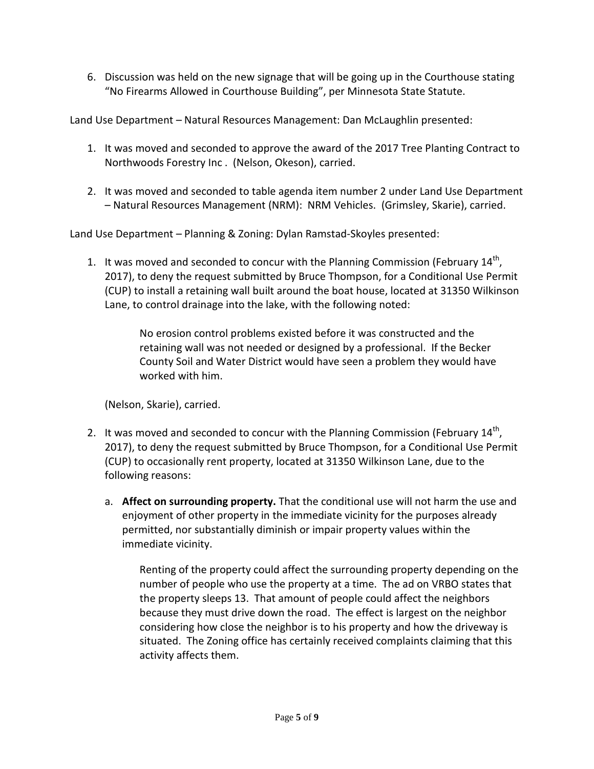6. Discussion was held on the new signage that will be going up in the Courthouse stating "No Firearms Allowed in Courthouse Building", per Minnesota State Statute.

Land Use Department – Natural Resources Management: Dan McLaughlin presented:

1. It was moved and seconded to approve the award of the 2017 Tree Planting Contract to Northwoods Forestry Inc . (Nelson, Okeson), carried.

2. It was moved and seconded to table agenda item number 2 under Land Use Department – Natural Resources Management (NRM): NRM Vehicles. (Grimsley, Skarie), carried.

Land Use Department – Planning & Zoning: Dylan Ramstad-Skoyles presented:

1. It was moved and seconded to concur with the Planning Commission (February 14th, 2017), to deny the request submitted by Bruce Thompson, for a Conditional Use Permit (CUP) to install a retaining wall built around the boat house, located at 31350 Wilkinson Lane, to control drainage into the lake, with the following noted:

   > No erosion control problems existed before it was constructed and the retaining wall was not needed or designed by a professional. If the Becker County Soil and Water District would have seen a problem they would have worked with him.

   (Nelson, Skarie), carried.

2. It was moved and seconded to concur with the Planning Commission (February 14th, 2017), to deny the request submitted by Bruce Thompson, for a Conditional Use Permit (CUP) to occasionally rent property, located at 31350 Wilkinson Lane, due to the following reasons:

   a. **Affect on surrounding property.** That the conditional use will not harm the use and enjoyment of other property in the immediate vicinity for the purposes already permitted, nor substantially diminish or impair property values within the immediate vicinity.

      Renting of the property could affect the surrounding property depending on the number of people who use the property at a time. The ad on VRBO states that the property sleeps 13. That amount of people could affect the neighbors because they must drive down the road. The effect is largest on the neighbor considering how close the neighbor is to his property and how the driveway is situated. The Zoning office has certainly received complaints claiming that this activity affects them.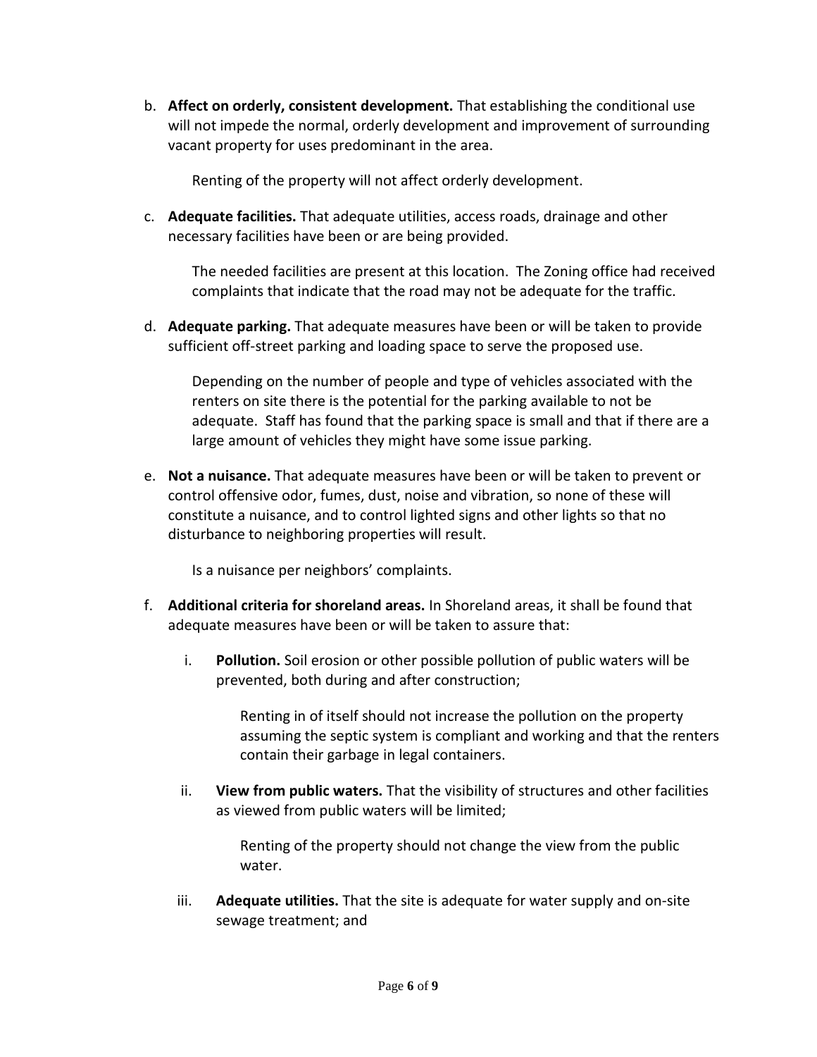b. **Affect on orderly, consistent development.** That establishing the conditional use will not impede the normal, orderly development and improvement of surrounding vacant property for uses predominant in the area.

   Renting of the property will not affect orderly development.

c. **Adequate facilities.** That adequate utilities, access roads, drainage and other necessary facilities have been or are being provided.

   The needed facilities are present at this location. The Zoning office had received complaints that indicate that the road may not be adequate for the traffic.

d. **Adequate parking.** That adequate measures have been or will be taken to provide sufficient off-street parking and loading space to serve the proposed use.

   Depending on the number of people and type of vehicles associated with the renters on site there is the potential for the parking available to not be adequate. Staff has found that the parking space is small and that if there are a large amount of vehicles they might have some issue parking.

e. **Not a nuisance.** That adequate measures have been or will be taken to prevent or control offensive odor, fumes, dust, noise and vibration, so none of these will constitute a nuisance, and to control lighted signs and other lights so that no disturbance to neighboring properties will result.

   Is a nuisance per neighbors' complaints.

f. **Additional criteria for shoreland areas.** In Shoreland areas, it shall be found that adequate measures have been or will be taken to assure that:

   i. **Pollution.** Soil erosion or other possible pollution of public waters will be prevented, both during and after construction;

      Renting in of itself should not increase the pollution on the property assuming the septic system is compliant and working and that the renters contain their garbage in legal containers.

   ii. **View from public waters.** That the visibility of structures and other facilities as viewed from public waters will be limited;

      Renting of the property should not change the view from the public water.

   iii. **Adequate utilities.** That the site is adequate for water supply and on-site sewage treatment; and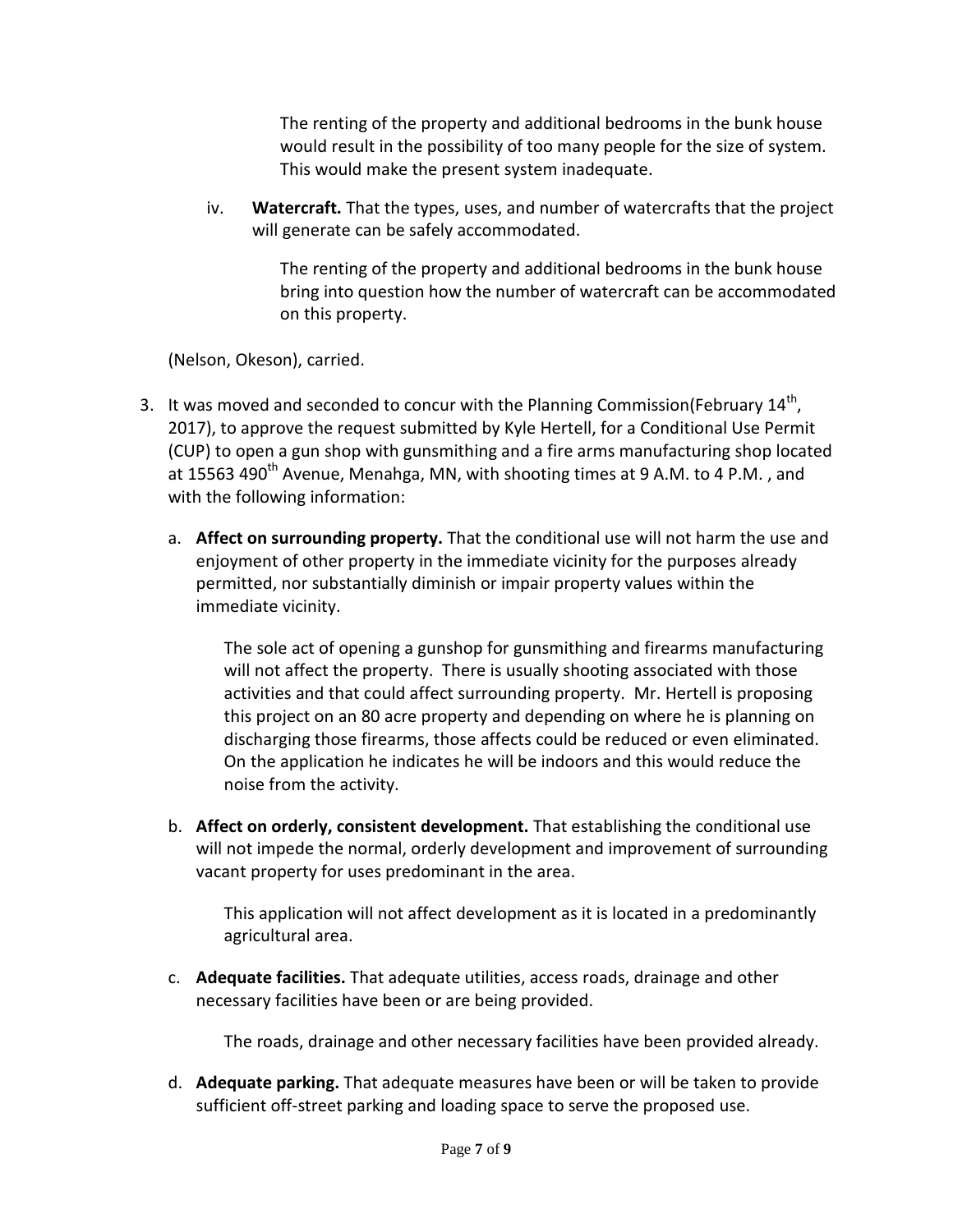The renting of the property and additional bedrooms in the bunk house would result in the possibility of too many people for the size of system. This would make the present system inadequate.

iv. **Watercraft.** That the types, uses, and number of watercrafts that the project will generate can be safely accommodated.

    The renting of the property and additional bedrooms in the bunk house bring into question how the number of watercraft can be accommodated on this property.

(Nelson, Okeson), carried.

3. It was moved and seconded to concur with the Planning Commission(February 14th, 2017), to approve the request submitted by Kyle Hertell, for a Conditional Use Permit (CUP) to open a gun shop with gunsmithing and a fire arms manufacturing shop located at 15563 490th Avenue, Menahga, MN, with shooting times at 9 A.M. to 4 P.M. , and with the following information:

   a. **Affect on surrounding property.** That the conditional use will not harm the use and enjoyment of other property in the immediate vicinity for the purposes already permitted, nor substantially diminish or impair property values within the immediate vicinity.

      The sole act of opening a gunshop for gunsmithing and firearms manufacturing will not affect the property. There is usually shooting associated with those activities and that could affect surrounding property. Mr. Hertell is proposing this project on an 80 acre property and depending on where he is planning on discharging those firearms, those affects could be reduced or even eliminated. On the application he indicates he will be indoors and this would reduce the noise from the activity.

   b. **Affect on orderly, consistent development.** That establishing the conditional use will not impede the normal, orderly development and improvement of surrounding vacant property for uses predominant in the area.

      This application will not affect development as it is located in a predominantly agricultural area.

   c. **Adequate facilities.** That adequate utilities, access roads, drainage and other necessary facilities have been or are being provided.

      The roads, drainage and other necessary facilities have been provided already.

   d. **Adequate parking.** That adequate measures have been or will be taken to provide sufficient off-street parking and loading space to serve the proposed use.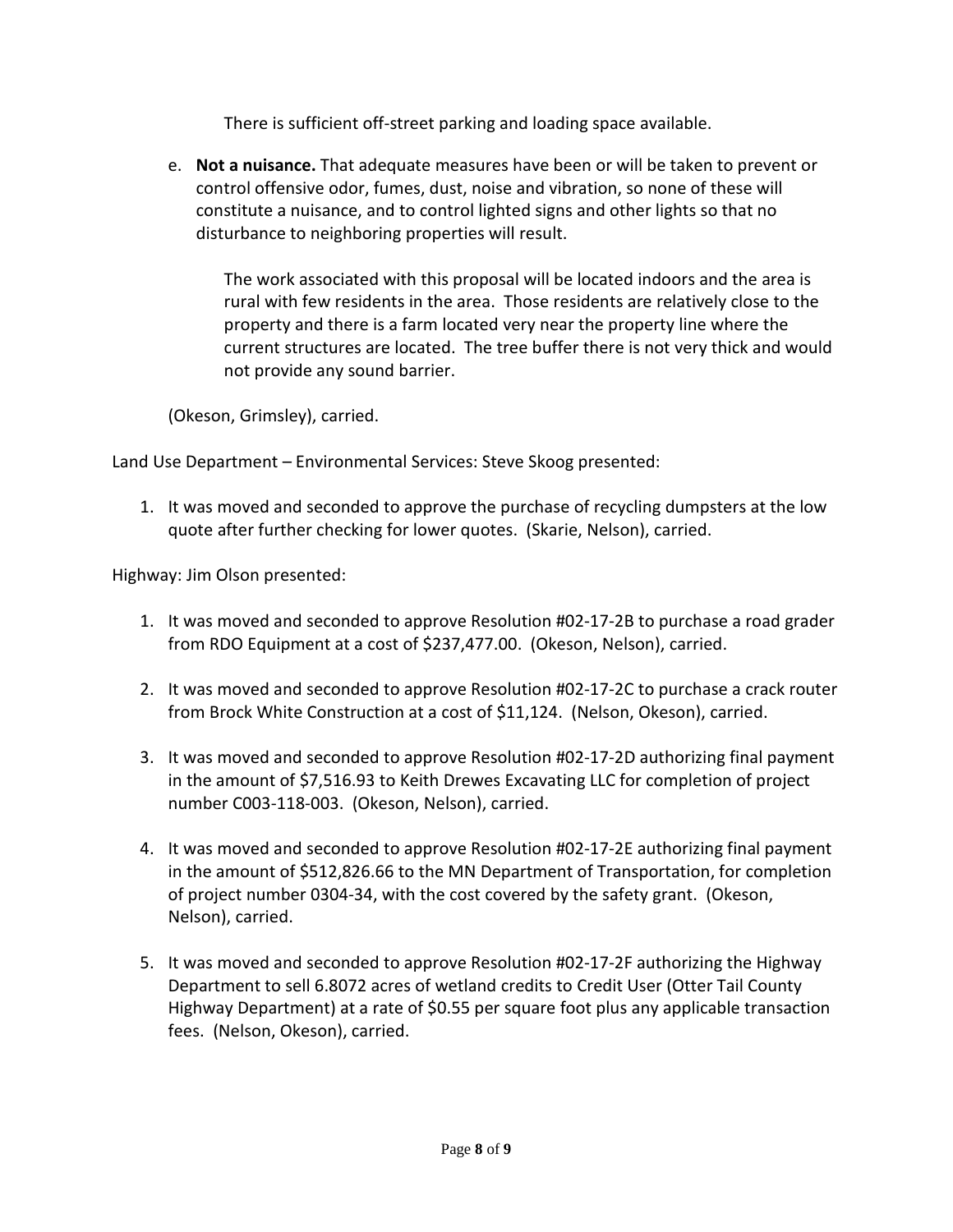There is sufficient off-street parking and loading space available.

e. **Not a nuisance.** That adequate measures have been or will be taken to prevent or control offensive odor, fumes, dust, noise and vibration, so none of these will constitute a nuisance, and to control lighted signs and other lights so that no disturbance to neighboring properties will result.

   The work associated with this proposal will be located indoors and the area is rural with few residents in the area. Those residents are relatively close to the property and there is a farm located very near the property line where the current structures are located. The tree buffer there is not very thick and would not provide any sound barrier.

(Okeson, Grimsley), carried.

Land Use Department – Environmental Services: Steve Skoog presented:

1. It was moved and seconded to approve the purchase of recycling dumpsters at the low quote after further checking for lower quotes. (Skarie, Nelson), carried.

Highway: Jim Olson presented:

1. It was moved and seconded to approve Resolution #02-17-2B to purchase a road grader from RDO Equipment at a cost of $237,477.00. (Okeson, Nelson), carried.

2. It was moved and seconded to approve Resolution #02-17-2C to purchase a crack router from Brock White Construction at a cost of $11,124. (Nelson, Okeson), carried.

3. It was moved and seconded to approve Resolution #02-17-2D authorizing final payment in the amount of $7,516.93 to Keith Drewes Excavating LLC for completion of project number C003-118-003. (Okeson, Nelson), carried.

4. It was moved and seconded to approve Resolution #02-17-2E authorizing final payment in the amount of $512,826.66 to the MN Department of Transportation, for completion of project number 0304-34, with the cost covered by the safety grant. (Okeson, Nelson), carried.

5. It was moved and seconded to approve Resolution #02-17-2F authorizing the Highway Department to sell 6.8072 acres of wetland credits to Credit User (Otter Tail County Highway Department) at a rate of $0.55 per square foot plus any applicable transaction fees. (Nelson, Okeson), carried.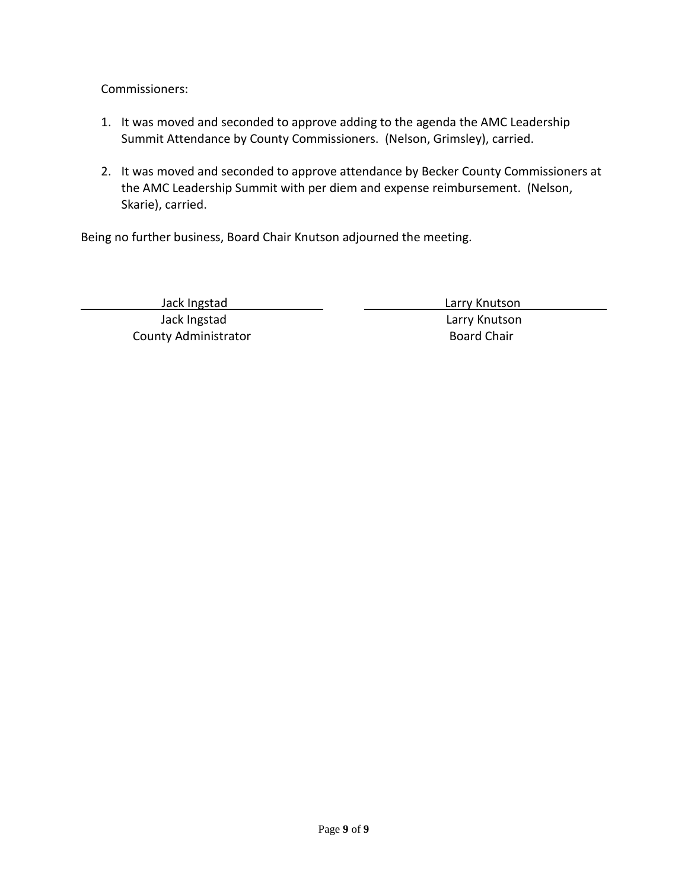Commissioners:

1. It was moved and seconded to approve adding to the agenda the AMC Leadership Summit Attendance by County Commissioners. (Nelson, Grimsley), carried.

2. It was moved and seconded to approve attendance by Becker County Commissioners at the AMC Leadership Summit with per diem and expense reimbursement. (Nelson, Skarie), carried.

Being no further business, Board Chair Knutson adjourned the meeting.

| | |
|---|---|
| Jack Ingstad | Larry Knutson |
| Jack Ingstad | Larry Knutson |
| County Administrator | Board Chair |